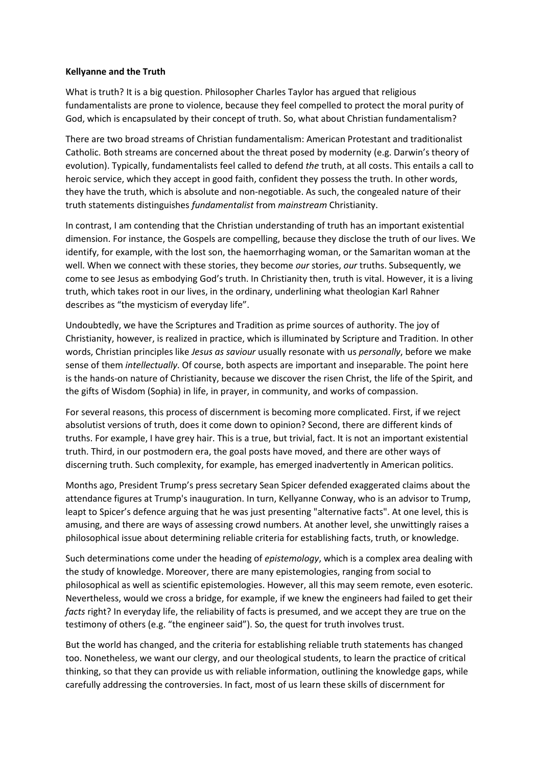**Kellyanne and the Truth**

What is truth? It is a big question. Philosopher Charles Taylor has argued that religious fundamentalists are prone to violence, because they feel compelled to protect the moral purity of God, which is encapsulated by their concept of truth. So, what about Christian fundamentalism?

There are two broad streams of Christian fundamentalism: American Protestant and traditionalist Catholic. Both streams are concerned about the threat posed by modernity (e.g. Darwin's theory of evolution). Typically, fundamentalists feel called to defend *the* truth, at all costs. This entails a call to heroic service, which they accept in good faith, confident they possess the truth. In other words, they have the truth, which is absolute and non-negotiable. As such, the congealed nature of their truth statements distinguishes *fundamentalist* from *mainstream* Christianity.

In contrast, I am contending that the Christian understanding of truth has an important existential dimension. For instance, the Gospels are compelling, because they disclose the truth of our lives. We identify, for example, with the lost son, the haemorrhaging woman, or the Samaritan woman at the well. When we connect with these stories, they become *our* stories, *our* truths. Subsequently, we come to see Jesus as embodying God's truth. In Christianity then, truth is vital. However, it is a living truth, which takes root in our lives, in the ordinary, underlining what theologian Karl Rahner describes as "the mysticism of everyday life".

Undoubtedly, we have the Scriptures and Tradition as prime sources of authority. The joy of Christianity, however, is realized in practice, which is illuminated by Scripture and Tradition. In other words, Christian principles like *Jesus as saviour* usually resonate with us *personally*, before we make sense of them *intellectually*. Of course, both aspects are important and inseparable. The point here is the hands-on nature of Christianity, because we discover the risen Christ, the life of the Spirit, and the gifts of Wisdom (Sophia) in life, in prayer, in community, and works of compassion.

For several reasons, this process of discernment is becoming more complicated. First, if we reject absolutist versions of truth, does it come down to opinion? Second, there are different kinds of truths. For example, I have grey hair. This is a true, but trivial, fact. It is not an important existential truth. Third, in our postmodern era, the goal posts have moved, and there are other ways of discerning truth. Such complexity, for example, has emerged inadvertently in American politics.

Months ago, President Trump's press secretary Sean Spicer defended exaggerated claims about the attendance figures at Trump's inauguration. In turn, Kellyanne Conway, who is an advisor to Trump, leapt to Spicer's defence arguing that he was just presenting "alternative facts". At one level, this is amusing, and there are ways of assessing crowd numbers. At another level, she unwittingly raises a philosophical issue about determining reliable criteria for establishing facts, truth, or knowledge.

Such determinations come under the heading of *epistemology*, which is a complex area dealing with the study of knowledge. Moreover, there are many epistemologies, ranging from social to philosophical as well as scientific epistemologies. However, all this may seem remote, even esoteric. Nevertheless, would we cross a bridge, for example, if we knew the engineers had failed to get their *facts* right? In everyday life, the reliability of facts is presumed, and we accept they are true on the testimony of others (e.g. "the engineer said"). So, the quest for truth involves trust.

But the world has changed, and the criteria for establishing reliable truth statements has changed too. Nonetheless, we want our clergy, and our theological students, to learn the practice of critical thinking, so that they can provide us with reliable information, outlining the knowledge gaps, while carefully addressing the controversies. In fact, most of us learn these skills of discernment for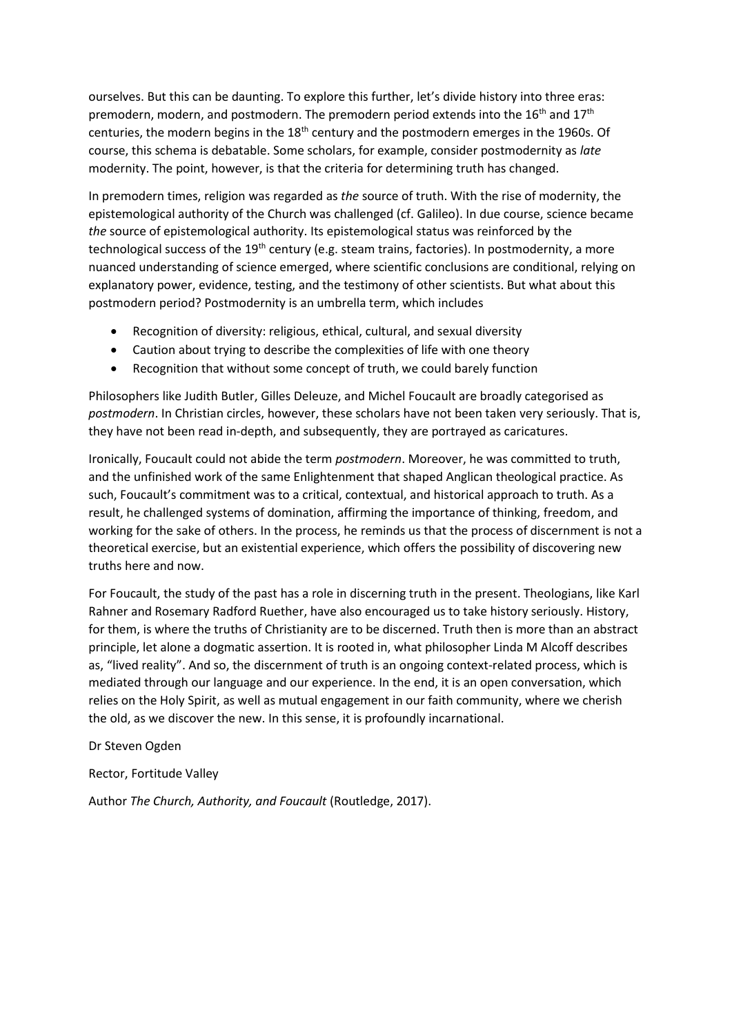ourselves. But this can be daunting. To explore this further, let's divide history into three eras: premodern, modern, and postmodern. The premodern period extends into the 16th and 17th centuries, the modern begins in the 18th century and the postmodern emerges in the 1960s. Of course, this schema is debatable. Some scholars, for example, consider postmodernity as *late* modernity. The point, however, is that the criteria for determining truth has changed.

In premodern times, religion was regarded as *the* source of truth. With the rise of modernity, the epistemological authority of the Church was challenged (cf. Galileo). In due course, science became *the* source of epistemological authority. Its epistemological status was reinforced by the technological success of the 19th century (e.g. steam trains, factories). In postmodernity, a more nuanced understanding of science emerged, where scientific conclusions are conditional, relying on explanatory power, evidence, testing, and the testimony of other scientists. But what about this postmodern period? Postmodernity is an umbrella term, which includes

- Recognition of diversity: religious, ethical, cultural, and sexual diversity
- Caution about trying to describe the complexities of life with one theory
- Recognition that without some concept of truth, we could barely function

Philosophers like Judith Butler, Gilles Deleuze, and Michel Foucault are broadly categorised as *postmodern*. In Christian circles, however, these scholars have not been taken very seriously. That is, they have not been read in-depth, and subsequently, they are portrayed as caricatures.

Ironically, Foucault could not abide the term *postmodern*. Moreover, he was committed to truth, and the unfinished work of the same Enlightenment that shaped Anglican theological practice. As such, Foucault's commitment was to a critical, contextual, and historical approach to truth. As a result, he challenged systems of domination, affirming the importance of thinking, freedom, and working for the sake of others. In the process, he reminds us that the process of discernment is not a theoretical exercise, but an existential experience, which offers the possibility of discovering new truths here and now.

For Foucault, the study of the past has a role in discerning truth in the present. Theologians, like Karl Rahner and Rosemary Radford Ruether, have also encouraged us to take history seriously. History, for them, is where the truths of Christianity are to be discerned. Truth then is more than an abstract principle, let alone a dogmatic assertion. It is rooted in, what philosopher Linda M Alcoff describes as, "lived reality". And so, the discernment of truth is an ongoing context-related process, which is mediated through our language and our experience. In the end, it is an open conversation, which relies on the Holy Spirit, as well as mutual engagement in our faith community, where we cherish the old, as we discover the new. In this sense, it is profoundly incarnational.

Dr Steven Ogden

Rector, Fortitude Valley

Author *The Church, Authority, and Foucault* (Routledge, 2017).